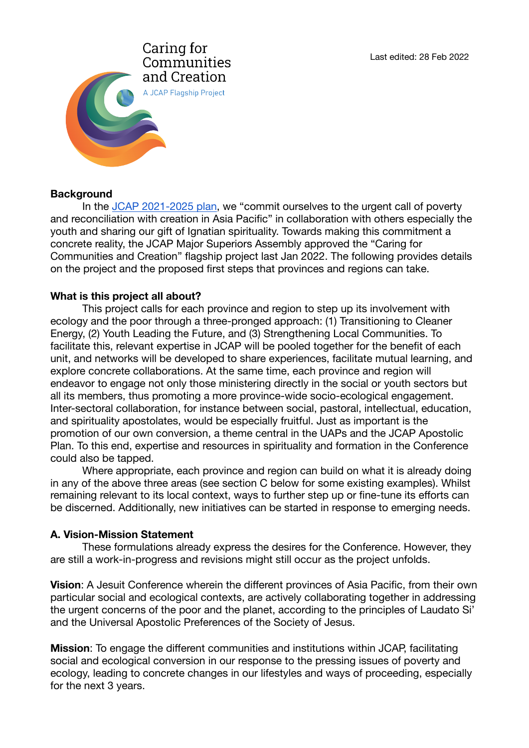# Caring for Communities and Creation

A JCAP Flagship Project

Last edited: 28 Feb 2022

**Background**

In the [JCAP 2021-2025 plan](), we "commit ourselves to the urgent call of poverty and reconciliation with creation in Asia Pacific" in collaboration with others especially the youth and sharing our gift of Ignatian spirituality. Towards making this commitment a concrete reality, the JCAP Major Superiors Assembly approved the "Caring for Communities and Creation" flagship project last Jan 2022. The following provides details on the project and the proposed first steps that provinces and regions can take.

**What is this project all about?**

This project calls for each province and region to step up its involvement with ecology and the poor through a three-pronged approach: (1) Transitioning to Cleaner Energy, (2) Youth Leading the Future, and (3) Strengthening Local Communities. To facilitate this, relevant expertise in JCAP will be pooled together for the benefit of each unit, and networks will be developed to share experiences, facilitate mutual learning, and explore concrete collaborations. At the same time, each province and region will endeavor to engage not only those ministering directly in the social or youth sectors but all its members, thus promoting a more province-wide socio-ecological engagement. Inter-sectoral collaboration, for instance between social, pastoral, intellectual, education, and spirituality apostolates, would be especially fruitful. Just as important is the promotion of our own conversion, a theme central in the UAPs and the JCAP Apostolic Plan. To this end, expertise and resources in spirituality and formation in the Conference could also be tapped.

Where appropriate, each province and region can build on what it is already doing in any of the above three areas (see section C below for some existing examples). Whilst remaining relevant to its local context, ways to further step up or fine-tune its efforts can be discerned. Additionally, new initiatives can be started in response to emerging needs.

**A. Vision-Mission Statement**

These formulations already express the desires for the Conference. However, they are still a work-in-progress and revisions might still occur as the project unfolds.

**Vision**: A Jesuit Conference wherein the different provinces of Asia Pacific, from their own particular social and ecological contexts, are actively collaborating together in addressing the urgent concerns of the poor and the planet, according to the principles of Laudato Si' and the Universal Apostolic Preferences of the Society of Jesus.

**Mission**: To engage the different communities and institutions within JCAP, facilitating social and ecological conversion in our response to the pressing issues of poverty and ecology, leading to concrete changes in our lifestyles and ways of proceeding, especially for the next 3 years.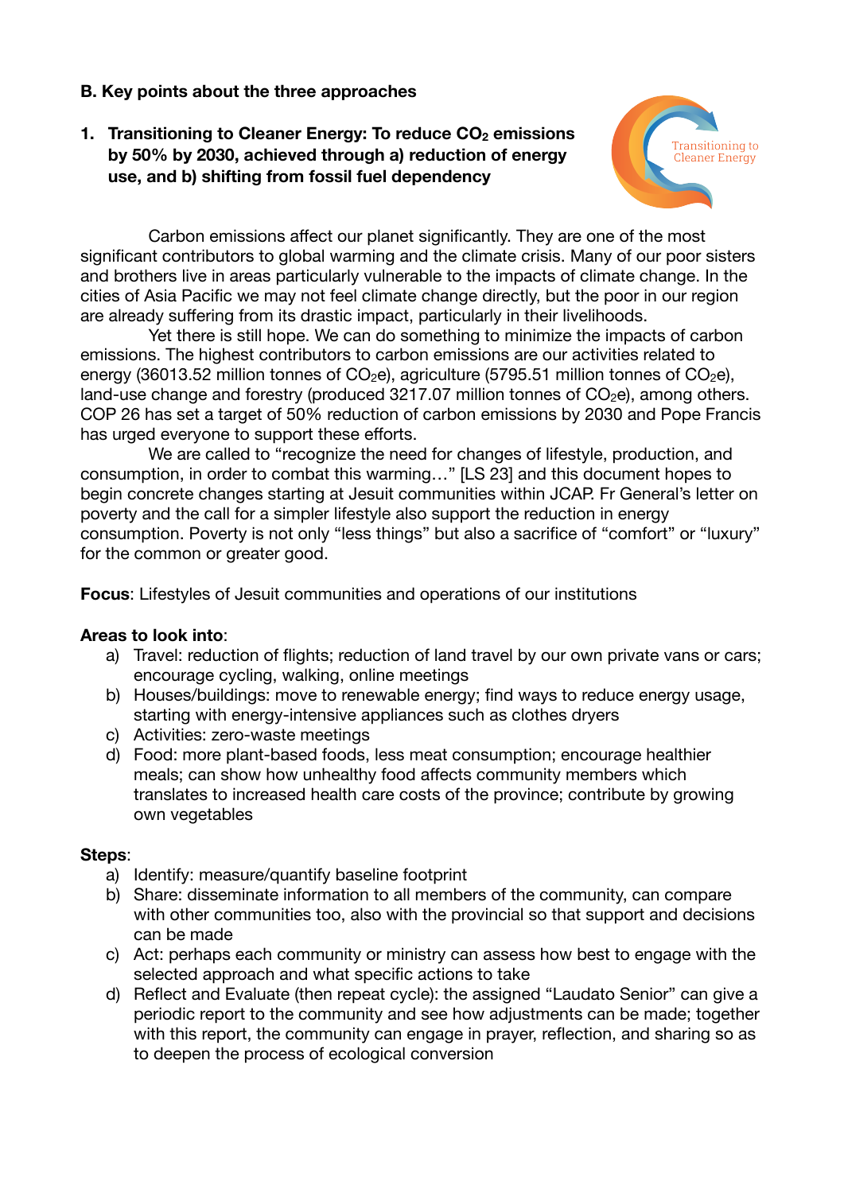## B. Key points about the three approaches

### 1. Transitioning to Cleaner Energy: To reduce $CO_2$ emissions by 50% by 2030, achieved through a) reduction of energy use, and b) shifting from fossil fuel dependency

Carbon emissions affect our planet significantly. They are one of the most significant contributors to global warming and the climate crisis. Many of our poor sisters and brothers live in areas particularly vulnerable to the impacts of climate change. In the cities of Asia Pacific we may not feel climate change directly, but the poor in our region are already suffering from its drastic impact, particularly in their livelihoods.

Yet there is still hope. We can do something to minimize the impacts of carbon emissions. The highest contributors to carbon emissions are our activities related to energy (36013.52 million tonnes of $CO_2e$), agriculture (5795.51 million tonnes of $CO_2e$), land-use change and forestry (produced 3217.07 million tonnes of $CO_2e$), among others. COP 26 has set a target of 50% reduction of carbon emissions by 2030 and Pope Francis has urged everyone to support these efforts.

We are called to "recognize the need for changes of lifestyle, production, and consumption, in order to combat this warming…" [LS 23] and this document hopes to begin concrete changes starting at Jesuit communities within JCAP. Fr General's letter on poverty and the call for a simpler lifestyle also support the reduction in energy consumption. Poverty is not only "less things" but also a sacrifice of "comfort" or "luxury" for the common or greater good.

**Focus**: Lifestyles of Jesuit communities and operations of our institutions

**Areas to look into**:

a) Travel: reduction of flights; reduction of land travel by our own private vans or cars; encourage cycling, walking, online meetings
b) Houses/buildings: move to renewable energy; find ways to reduce energy usage, starting with energy-intensive appliances such as clothes dryers
c) Activities: zero-waste meetings
d) Food: more plant-based foods, less meat consumption; encourage healthier meals; can show how unhealthy food affects community members which translates to increased health care costs of the province; contribute by growing own vegetables

**Steps**:

a) Identify: measure/quantify baseline footprint
b) Share: disseminate information to all members of the community, can compare with other communities too, also with the provincial so that support and decisions can be made
c) Act: perhaps each community or ministry can assess how best to engage with the selected approach and what specific actions to take
d) Reflect and Evaluate (then repeat cycle): the assigned "Laudato Senior" can give a periodic report to the community and see how adjustments can be made; together with this report, the community can engage in prayer, reflection, and sharing so as to deepen the process of ecological conversion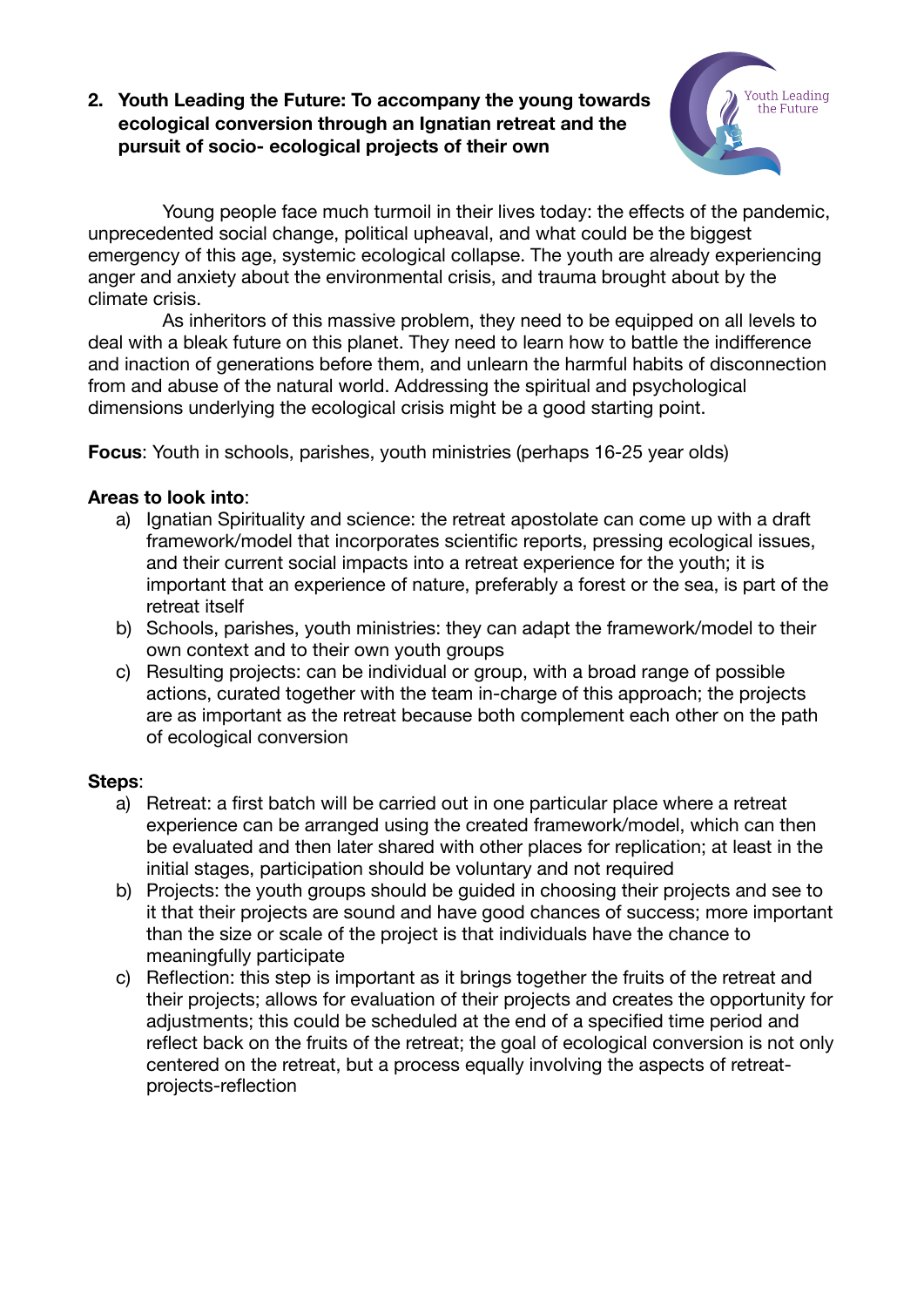## 2. Youth Leading the Future: To accompany the young towards ecological conversion through an Ignatian retreat and the pursuit of socio- ecological projects of their own

Young people face much turmoil in their lives today: the effects of the pandemic, unprecedented social change, political upheaval, and what could be the biggest emergency of this age, systemic ecological collapse. The youth are already experiencing anger and anxiety about the environmental crisis, and trauma brought about by the climate crisis.

As inheritors of this massive problem, they need to be equipped on all levels to deal with a bleak future on this planet. They need to learn how to battle the indifference and inaction of generations before them, and unlearn the harmful habits of disconnection from and abuse of the natural world. Addressing the spiritual and psychological dimensions underlying the ecological crisis might be a good starting point.

**Focus**: Youth in schools, parishes, youth ministries (perhaps 16-25 year olds)

**Areas to look into**:

a) Ignatian Spirituality and science: the retreat apostolate can come up with a draft framework/model that incorporates scientific reports, pressing ecological issues, and their current social impacts into a retreat experience for the youth; it is important that an experience of nature, preferably a forest or the sea, is part of the retreat itself

b) Schools, parishes, youth ministries: they can adapt the framework/model to their own context and to their own youth groups

c) Resulting projects: can be individual or group, with a broad range of possible actions, curated together with the team in-charge of this approach; the projects are as important as the retreat because both complement each other on the path of ecological conversion

**Steps**:

a) Retreat: a first batch will be carried out in one particular place where a retreat experience can be arranged using the created framework/model, which can then be evaluated and then later shared with other places for replication; at least in the initial stages, participation should be voluntary and not required

b) Projects: the youth groups should be guided in choosing their projects and see to it that their projects are sound and have good chances of success; more important than the size or scale of the project is that individuals have the chance to meaningfully participate

c) Reflection: this step is important as it brings together the fruits of the retreat and their projects; allows for evaluation of their projects and creates the opportunity for adjustments; this could be scheduled at the end of a specified time period and reflect back on the fruits of the retreat; the goal of ecological conversion is not only centered on the retreat, but a process equally involving the aspects of retreat-projects-reflection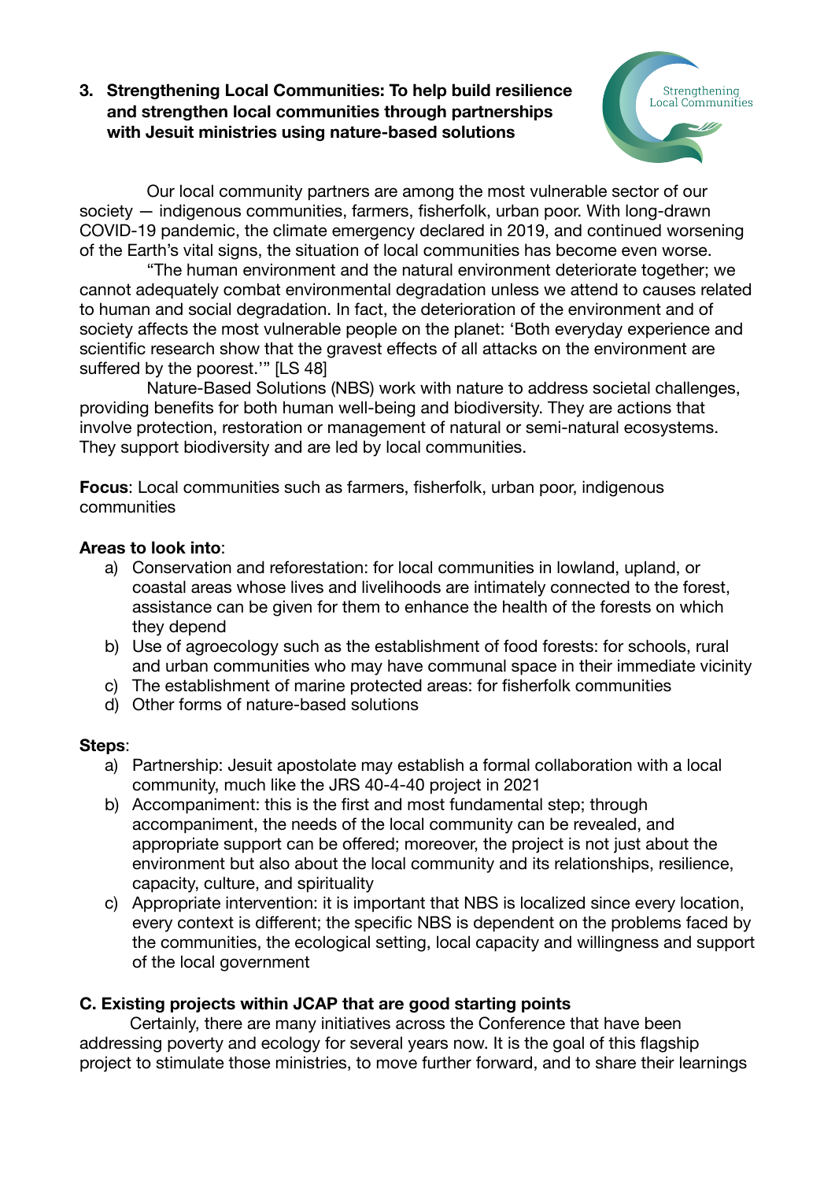### 3. Strengthening Local Communities: To help build resilience and strengthen local communities through partnerships with Jesuit ministries using nature-based solutions

Our local community partners are among the most vulnerable sector of our society — indigenous communities, farmers, fisherfolk, urban poor. With long-drawn COVID-19 pandemic, the climate emergency declared in 2019, and continued worsening of the Earth's vital signs, the situation of local communities has become even worse.

"The human environment and the natural environment deteriorate together; we cannot adequately combat environmental degradation unless we attend to causes related to human and social degradation. In fact, the deterioration of the environment and of society affects the most vulnerable people on the planet: 'Both everyday experience and scientific research show that the gravest effects of all attacks on the environment are suffered by the poorest.'" [LS 48]

Nature-Based Solutions (NBS) work with nature to address societal challenges, providing benefits for both human well-being and biodiversity. They are actions that involve protection, restoration or management of natural or semi-natural ecosystems. They support biodiversity and are led by local communities.

**Focus**: Local communities such as farmers, fisherfolk, urban poor, indigenous communities

**Areas to look into**:

a) Conservation and reforestation: for local communities in lowland, upland, or coastal areas whose lives and livelihoods are intimately connected to the forest, assistance can be given for them to enhance the health of the forests on which they depend
b) Use of agroecology such as the establishment of food forests: for schools, rural and urban communities who may have communal space in their immediate vicinity
c) The establishment of marine protected areas: for fisherfolk communities
d) Other forms of nature-based solutions

**Steps**:

a) Partnership: Jesuit apostolate may establish a formal collaboration with a local community, much like the JRS 40-4-40 project in 2021
b) Accompaniment: this is the first and most fundamental step; through accompaniment, the needs of the local community can be revealed, and appropriate support can be offered; moreover, the project is not just about the environment but also about the local community and its relationships, resilience, capacity, culture, and spirituality
c) Appropriate intervention: it is important that NBS is localized since every location, every context is different; the specific NBS is dependent on the problems faced by the communities, the ecological setting, local capacity and willingness and support of the local government

## C. Existing projects within JCAP that are good starting points

Certainly, there are many initiatives across the Conference that have been addressing poverty and ecology for several years now. It is the goal of this flagship project to stimulate those ministries, to move further forward, and to share their learnings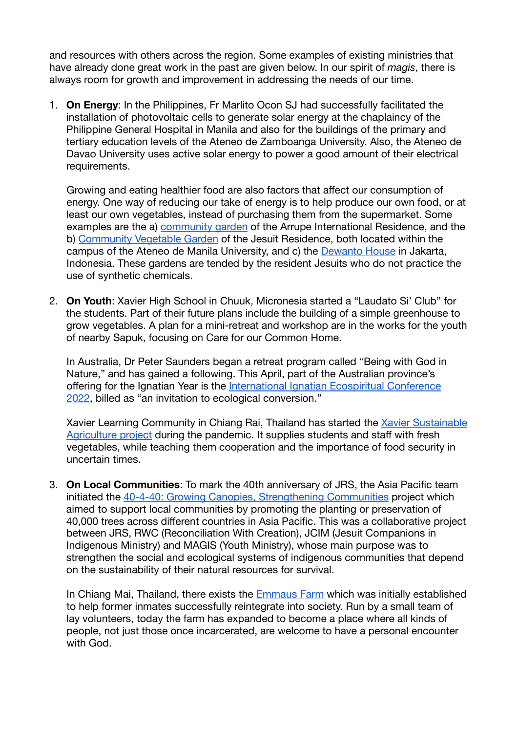and resources with others across the region. Some examples of existing ministries that have already done great work in the past are given below. In our spirit of *magis*, there is always room for growth and improvement in addressing the needs of our time.

1. **On Energy**: In the Philippines, Fr Marlito Ocon SJ had successfully facilitated the installation of photovoltaic cells to generate solar energy at the chaplaincy of the Philippine General Hospital in Manila and also for the buildings of the primary and tertiary education levels of the Ateneo de Zamboanga University. Also, the Ateneo de Davao University uses active solar energy to power a good amount of their electrical requirements.

   Growing and eating healthier food are also factors that affect our consumption of energy. One way of reducing our take of energy is to help produce our own food, or at least our own vegetables, instead of purchasing them from the supermarket. Some examples are the a) community garden of the Arrupe International Residence, and the b) Community Vegetable Garden of the Jesuit Residence, both located within the campus of the Ateneo de Manila University, and c) the Dewanto House in Jakarta, Indonesia. These gardens are tended by the resident Jesuits who do not practice the use of synthetic chemicals.

2. **On Youth**: Xavier High School in Chuuk, Micronesia started a "Laudato Si' Club" for the students. Part of their future plans include the building of a simple greenhouse to grow vegetables. A plan for a mini-retreat and workshop are in the works for the youth of nearby Sapuk, focusing on Care for our Common Home.

   In Australia, Dr Peter Saunders began a retreat program called "Being with God in Nature," and has gained a following. This April, part of the Australian province's offering for the Ignatian Year is the International Ignatian Ecospiritual Conference 2022, billed as "an invitation to ecological conversion."

   Xavier Learning Community in Chiang Rai, Thailand has started the Xavier Sustainable Agriculture project during the pandemic. It supplies students and staff with fresh vegetables, while teaching them cooperation and the importance of food security in uncertain times.

3. **On Local Communities**: To mark the 40th anniversary of JRS, the Asia Pacific team initiated the 40-4-40: Growing Canopies, Strengthening Communities project which aimed to support local communities by promoting the planting or preservation of 40,000 trees across different countries in Asia Pacific. This was a collaborative project between JRS, RWC (Reconciliation With Creation), JCIM (Jesuit Companions in Indigenous Ministry) and MAGIS (Youth Ministry), whose main purpose was to strengthen the social and ecological systems of indigenous communities that depend on the sustainability of their natural resources for survival.

   In Chiang Mai, Thailand, there exists the Emmaus Farm which was initially established to help former inmates successfully reintegrate into society. Run by a small team of lay volunteers, today the farm has expanded to become a place where all kinds of people, not just those once incarcerated, are welcome to have a personal encounter with God.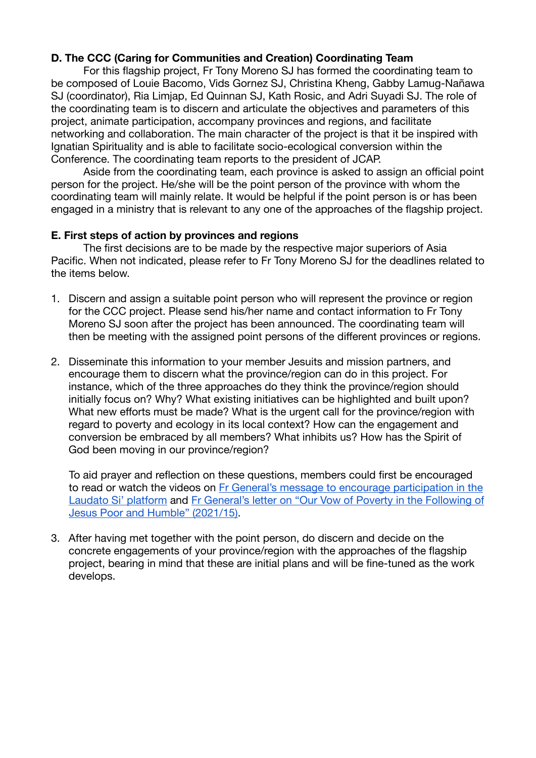### D. The CCC (Caring for Communities and Creation) Coordinating Team

For this flagship project, Fr Tony Moreno SJ has formed the coordinating team to be composed of Louie Bacomo, Vids Gornez SJ, Christina Kheng, Gabby Lamug-Nañawa SJ (coordinator), Ria Limjap, Ed Quinnan SJ, Kath Rosic, and Adri Suyadi SJ. The role of the coordinating team is to discern and articulate the objectives and parameters of this project, animate participation, accompany provinces and regions, and facilitate networking and collaboration. The main character of the project is that it be inspired with Ignatian Spirituality and is able to facilitate socio-ecological conversion within the Conference. The coordinating team reports to the president of JCAP.

Aside from the coordinating team, each province is asked to assign an official point person for the project. He/she will be the point person of the province with whom the coordinating team will mainly relate. It would be helpful if the point person is or has been engaged in a ministry that is relevant to any one of the approaches of the flagship project.

### E. First steps of action by provinces and regions

The first decisions are to be made by the respective major superiors of Asia Pacific. When not indicated, please refer to Fr Tony Moreno SJ for the deadlines related to the items below.

1. Discern and assign a suitable point person who will represent the province or region for the CCC project. Please send his/her name and contact information to Fr Tony Moreno SJ soon after the project has been announced. The coordinating team will then be meeting with the assigned point persons of the different provinces or regions.

2. Disseminate this information to your member Jesuits and mission partners, and encourage them to discern what the province/region can do in this project. For instance, which of the three approaches do they think the province/region should initially focus on? Why? What existing initiatives can be highlighted and built upon? What new efforts must be made? What is the urgent call for the province/region with regard to poverty and ecology in its local context? How can the engagement and conversion be embraced by all members? What inhibits us? How has the Spirit of God been moving in our province/region?

   To aid prayer and reflection on these questions, members could first be encouraged to read or watch the videos on Fr General's message to encourage participation in the Laudato Si' platform and Fr General's letter on "Our Vow of Poverty in the Following of Jesus Poor and Humble" (2021/15).

3. After having met together with the point person, do discern and decide on the concrete engagements of your province/region with the approaches of the flagship project, bearing in mind that these are initial plans and will be fine-tuned as the work develops.